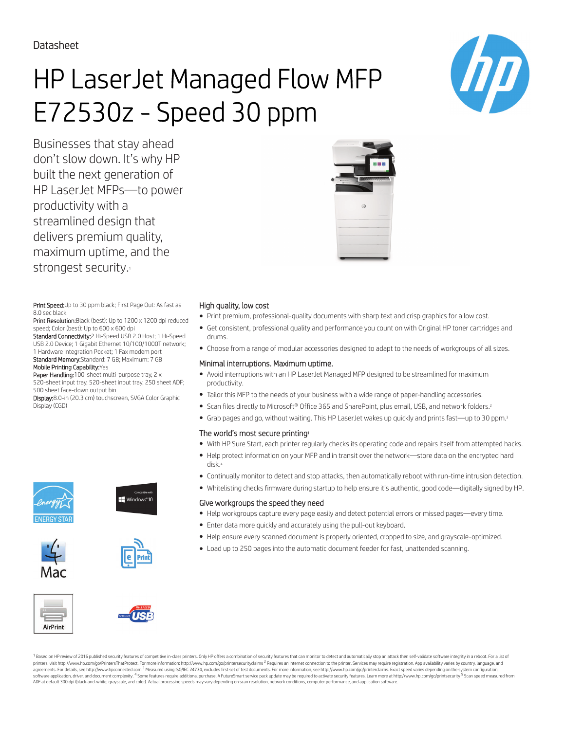Datasheet

# HP LaserJet Managed Flow MFP E72530z - Speed 30 ppm

Businesses that stay ahead don't slow down. It's why HP built the next generation of HP LaserJet MFPs—to power productivity with a streamlined design that delivers premium quality, maximum uptime, and the strongest security.[1]

**Print Speed:** Up to 30 ppm black; First Page Out: As fast as 8.0 sec black

**Print Resolution:** Black (best): Up to 1200 x 1200 dpi reduced speed; Color (best): Up to 600 x 600 dpi

**Standard Connectivity:** 2 Hi-Speed USB 2.0 Host; 1 Hi-Speed USB 2.0 Device; 1 Gigabit Ethernet 10/100/1000T network; 1 Hardware Integration Pocket; 1 Fax modem port

**Standard Memory:** Standard: 7 GB; Maximum: 7 GB

**Mobile Printing Capability:** Yes

**Paper Handling:** 100-sheet multi-purpose tray, 2 x 520-sheet input tray, 520-sheet input tray, 250 sheet ADF; 500 sheet face-down output bin

**Display:** 8.0-in (20.3 cm) touchscreen, SVGA Color Graphic Display (CGD)

## High quality, low cost

- Print premium, professional-quality documents with sharp text and crisp graphics for a low cost.
- Get consistent, professional quality and performance you count on with Original HP toner cartridges and drums.
- Choose from a range of modular accessories designed to adapt to the needs of workgroups of all sizes.

## Minimal interruptions. Maximum uptime.

- Avoid interruptions with an HP LaserJet Managed MFP designed to be streamlined for maximum productivity.
- Tailor this MFP to the needs of your business with a wide range of paper-handling accessories.
- Scan files directly to Microsoft® Office 365 and SharePoint, plus email, USB, and network folders.[2]
- Grab pages and go, without waiting. This HP LaserJet wakes up quickly and prints fast—up to 30 ppm.[3]

## The world's most secure printing[1]

- With HP Sure Start, each printer regularly checks its operating code and repairs itself from attempted hacks.
- Help protect information on your MFP and in transit over the network—store data on the encrypted hard disk.[4]
- Continually monitor to detect and stop attacks, then automatically reboot with run-time intrusion detection.
- Whitelisting checks firmware during startup to help ensure it's authentic, good code—digitally signed by HP.

## Give workgroups the speed they need

- Help workgroups capture every page easily and detect potential errors or missed pages—every time.
- Enter data more quickly and accurately using the pull-out keyboard.
- Help ensure every scanned document is properly oriented, cropped to size, and grayscale-optimized.
- Load up to 250 pages into the automatic document feeder for fast, unattended scanning.

ENERGY STAR

Compatible with Windows 10

Mac

ePrint

AirPrint

CERTIFIED HI-SPEED USB

[1] Based on HP review of 2016 published security features of competitive in-class printers. Only HP offers a combination of security features that can monitor to detect and automatically stop an attack then self-validate software integrity in a reboot. For a list of printers, visit http://www.hp.com/go/PrintersThatProtect. For more information: http://www.hp.com/go/printersecurityclaims [2] Requires an Internet connection to the printer. Services may require registration. App availability varies by country, language, and agreements. For details, see http://www.hpconnected.com [3] Measured using ISO/IEC 24734, excludes first set of test documents. For more information, see http://www.hp.com/go/printerclaims. Exact speed varies depending on the system configuration, software application, driver, and document complexity. [4] Some features require additional purchase. A FutureSmart service pack update may be required to activate security features. Learn more at http://www.hp.com/go/printsecurity [5] Scan speed measured from ADF at default 300 dpi (black-and-white, grayscale, and color). Actual processing speeds may vary depending on scan resolution, network conditions, computer performance, and application software.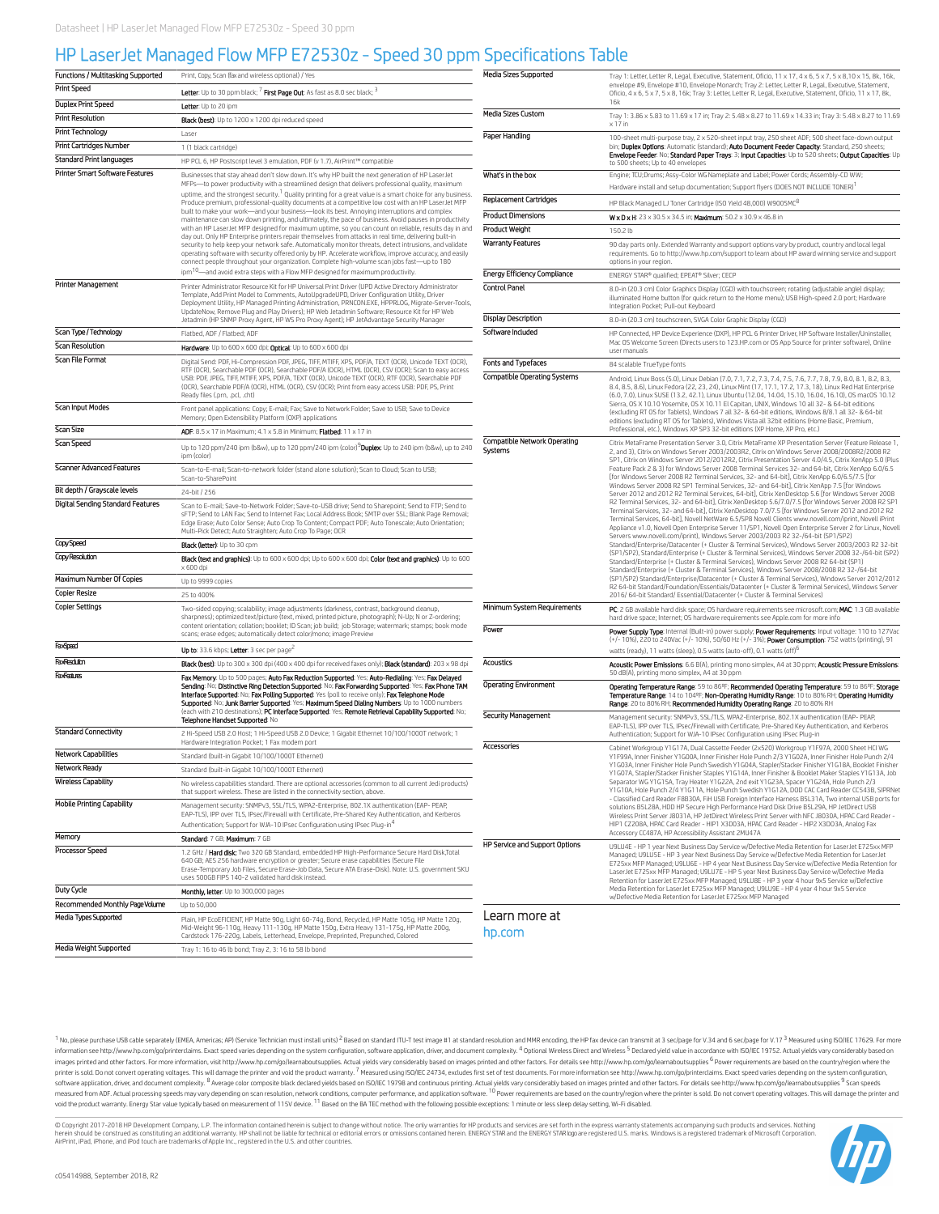# HP LaserJet Managed Flow MFP E72530z - Speed 30 ppm Specifications Table

| | |
|---|---|
| Functions / Multitasking Supported | Print, Copy, Scan (fax and wireless optional) / Yes |
| Print Speed | **Letter**: Up to 30 ppm black; [7] **First Page Out**: As fast as 8.0 sec black; [3] |
| Duplex Print Speed | **Letter**: Up to 20 ipm |
| Print Resolution | **Black (best)**: Up to 1200 x 1200 dpi reduced speed |
| Print Technology | Laser |
| Print Cartridges Number | 1 (1 black cartridge) |
| Standard Print languages | HP PCL 6, HP Postscript level 3 emulation, PDF (v 1.7), AirPrint™ compatible |
| Printer Smart Software Features | Businesses that stay ahead don't slow down. It's why HP built the next generation of HP LaserJet MFPs—to power productivity with a streamlined design that delivers professional quality, maximum uptime, and the strongest security.[1] Quality printing for a great value is a smart choice for any business. Produce premium, professional-quality documents at a competitive low cost with an HP LaserJet MFP built to make your work—and your business—look its best. Annoying interruptions and complex maintenance can slow down printing, and ultimately, the pace of business. Avoid pauses in productivity with an HP LaserJet MFP designed for maximum uptime, so you can count on reliable, results day in and day out. Only HP Enterprise printers repair themselves from attacks in real time, delivering built-in security to help keep your network safe. Automatically monitor threats, detect intrusions, and validate operating software with security offered only by HP. Accelerate workflow, improve accuracy, and easily connect people throughout your organization. Complete high-volume scan jobs fast—up to 180 ipm[10]—and avoid extra steps with a Flow MFP designed for maximum productivity. |
| Printer Management | Printer Administrator Resource Kit for HP Universal Print Driver (UPD Active Directory Administrator Template, Add Print Model to Comments, AutoUpgradeUPD, Driver Configuration Utility, Driver Deployment Utility, HP Managed Printing Administration, PRNCON.EXE, HPPRLOG, Migrate-Server-Tools, UpdateNow, Remove Plug and Play Drivers); HP Web Jetadmin Software; Resource Kit for HP Web Jetadmin (HP SNMP Proxy Agent, HP WS Pro Proxy Agent); HP JetAdvantage Security Manager |
| Scan Type / Technology | Flatbed, ADF / Flatbed; ADF |
| Scan Resolution | **Hardware**: Up to 600 x 600 dpi; **Optical**: Up to 600 x 600 dpi |
| Scan File Format | Digital Send: PDF, Hi-Compression PDF, JPEG, TIFF, MTIFF, XPS, PDF/A, TEXT (OCR), Unicode TEXT (OCR), RTF (OCR), Searchable PDF (OCR), Searchable PDF/A (OCR), HTML (OCR), CSV (OCR); Scan to easy access USB: PDF, JPEG, TIFF, MTIFF, XPS, PDF/A, TEXT (OCR), Unicode TEXT (OCR), RTF (OCR), Searchable PDF (OCR), Searchable PDF/A (OCR), HTML (OCR), CSV (OCR); Print from easy access USB: PDF, PS, Print Ready files (.prn, .pcl, .cht) |
| Scan Input Modes | Front panel applications: Copy; E-mail; Fax; Save to Network Folder; Save to USB; Save to Device Memory; Open Extensibility Platform (OXP) applications |
| Scan Size | **ADF**: 8.5 x 17 in Maximum; 4.1 x 5.8 in Minimum; **Flatbed**: 11 x 17 in |
| Scan Speed | Up to 120 ppm/240 ipm (b&w), up to 120 ppm/240 ipm (color)[9] **Duplex**: Up to 240 ipm (b&w), up to 240 ipm (color) |
| Scanner Advanced Features | Scan-to-E-mail; Scan-to-network folder (stand alone solution); Scan to Cloud; Scan to USB; Scan-to-SharePoint |
| Bit depth / Grayscale levels | 24-bit / 256 |
| Digital Sending Standard Features | Scan to E-mail; Save-to-Network Folder; Save-to-USB drive; Send to Sharepoint; Send to FTP; Send to sFTP; Send to LAN Fax; Send to Internet Fax; Local Address Book; SMTP over SSL; Blank Page Removal; Edge Erase; Auto Color Sense; Auto Crop To Content; Compact PDF; Auto Tonescale; Auto Orientation; Multi-Pick Detect; Auto Straighten; Auto Crop To Page; OCR |
| Copy Speed | **Black (letter)**: Up to 30 cpm |
| Copy Resolution | **Black (text and graphics)**: Up to 600 x 600 dpi; Up to 600 x 600 dpi; **Color (text and graphics)**: Up to 600 x 600 dpi |
| Maximum Number Of Copies | Up to 9999 copies |
| Copier Resize | 25 to 400% |
| Copier Settings | Two-sided copying; scalability; image adjustments (darkness, contrast, background cleanup, sharpness); optimized text/picture (text, mixed, printed picture, photograph); N-Up; N or Z-ordering; content orientation; collation; booklet; ID Scan; job build; job Storage; watermark; stamps; book mode scans; erase edges; automatically detect color/mono; image Preview |
| Fax Speed | **Up to**: 33.6 kbps; **Letter**: 3 sec per page[2] |
| Fax Resolution | **Black (best)**: Up to 300 x 300 dpi (400 x 400 dpi for received faxes only); **Black (standard)**: 203 x 98 dpi |
| Fax Features | **Fax Memory**: Up to 500 pages; **Auto Fax Reduction Supported**: Yes; **Auto-Redialing**: Yes; **Fax Delayed Sending**: No; **Distinctive Ring Detection Supported**: No; **Fax Forwarding Supported**: Yes; **Fax Phone TAM Interface Supported**: No; **Fax Polling Supported**: Yes (poll to receive only); **Fax Telephone Mode Supported**: No; **Junk Barrier Supported**: Yes; **Maximum Speed Dialing Numbers**: Up to 1000 numbers (each with 210 destinations); **PC Interface Supported**: Yes; **Remote Retrieval Capability Supported**: No; **Telephone Handset Supported**: No |
| Standard Connectivity | 2 Hi-Speed USB 2.0 Host; 1 Hi-Speed USB 2.0 Device; 1 Gigabit Ethernet 10/100/1000T network; 1 Hardware Integration Pocket; 1 Fax modem port |
| Network Capabilities | Standard (built-in Gigabit 10/100/1000T Ethernet) |
| Network Ready | Standard (built-in Gigabit 10/100/1000T Ethernet) |
| Wireless Capability | No wireless capabilities standard. There are optional accessories (common to all current Jedi products) that support wireless. These are listed in the connectivity section, above. |
| Mobile Printing Capability | Management security: SNMPv3, SSL/TLS, WPA2-Enterprise, 802.1X authentication (EAP- PEAP, EAP-TLS), IPP over TLS, IPsec/Firewall with Certificate, Pre-Shared Key Authentication, and Kerberos Authentication; Support for WJA-10 IPsec Configuration using IPsec Plug-in[4] |
| Memory | **Standard**: 7 GB; **Maximum**: 7 GB |
| Processor Speed | 1.2 GHz / **Hard disk**: Two 320 GB Standard, embedded HP High-Performance Secure Hard Disk,Total 640 GB; AES 256 hardware encryption or greater; Secure erase capabilities (Secure File Erase-Temporary Job Files, Secure Erase-Job Data, Secure ATA Erase-Disk). Note: U.S. government SKU uses 500GB FIPS 140-2 validated hard disk instead. |
| Duty Cycle | **Monthly, letter**: Up to 300,000 pages |
| Recommended Monthly Page Volume | Up to 50,000 |
| Media Types Supported | Plain, HP EcoEFFICIENT, HP Matte 90g, Light 60-74g, Bond, Recycled, HP Matte 105g, HP Matte 120g, Mid-Weight 96-110g, Heavy 111-130g, HP Matte 150g, Extra Heavy 131-175g, HP Matte 200g, Cardstock 176-220g, Labels, Letterhead, Envelope, Preprinted, Prepunched, Colored |
| Media Weight Supported | Tray 1: 16 to 46 lb bond; Tray 2, 3: 16 to 58 lb bond |
| Media Sizes Supported | Tray 1: Letter, Letter R, Legal, Executive, Statement, Oficio, 11 x 17, 4 x 6, 5 x 7, 5 x 8,10 x 15, 8k, 16k, envelope #9, Envelope #10, Envelope Monarch; Tray 2: Letter, Letter R, Legal, Executive, Statement, Oficio, 4 x 6, 5 x 7, 5 x 8, 16k; Tray 3: Letter, Letter R, Legal, Executive, Statement, Oficio, 11 x 17, 8k, 16k |
| Media Sizes Custom | Tray 1: 3.86 x 5.83 to 11.69 x 17 in; Tray 2: 5.48 x 8.27 to 11.69 x 14.33 in; Tray 3: 5.48 x 8.27 to 11.69 x 17 in |
| Paper Handling | 100-sheet multi-purpose tray, 2 x 520-sheet input tray, 250 sheet ADF; 500 sheet face-down output bin; **Duplex Options**: Automatic (standard); **Auto Document Feeder Capacity**: Standard, 250 sheets; **Envelope Feeder**: No; **Standard Paper Trays**: 3; **Input Capacities**: Up to 520 sheets; **Output Capacities**: Up to 500 sheets; Up to 40 envelopes |
| What's in the box | Engine; TCU;Drums; Assy-Color WG Nameplate and Label; Power Cords; Assembly-CD WW; Hardware install and setup documentation; Support flyers (DOES NOT INCLUDE TONER)[1] |
| Replacement Cartridges | HP Black Managed LJ Toner Cartridge (ISO Yield 48,000) W9005MC[8] |
| Product Dimensions | **W x D x H**: 23 x 30.5 x 34.5 in; **Maximum**: 50.2 x 30.9 x 46.8 in |
| Product Weight | 150.2 lb |
| Warranty Features | 90 day parts only. Extended Warranty and support options vary by product, country and local legal requirements. Go to http://www.hp.com/support to learn about HP award winning service and support options in your region. |
| Energy Efficiency Compliance | ENERGY STAR® qualified; EPEAT® Silver; CECP |
| Control Panel | 8.0-in (20.3 cm) Color Graphics Display (CGD) with touchscreen; rotating (adjustable angle) display; illuminated Home button (for quick return to the Home menu); USB High-speed 2.0 port; Hardware Integration Pocket; Pull-out Keyboard |
| Display Description | 8.0-in (20.3 cm) touchscreen, SVGA Color Graphic Display (CGD) |
| Software Included | HP Connected, HP Device Experience (DXP), HP PCL 6 Printer Driver, HP Software Installer/Uninstaller, Mac OS Welcome Screen (Directs users to 123.HP.com or OS App Source for printer software), Online user manuals |
| Fonts and Typefaces | 84 scalable TrueType fonts |
| Compatible Operating Systems | Android, Linux Boss (5.0), Linux Debian (7.0, 7.1, 7.2, 7.3, 7.4, 7.5, 7.6, 7.7, 7.8, 7.9, 8.0, 8.1, 8.2, 8.3, 8.4, 8.5, 8.6), Linux Fedora (22, 23, 24), Linux Mint (17, 17.1, 17.2, 17.3, 18), Linux Red Hat Enterprise (6.0, 7.0), Linux SUSE (13.2, 42.1), Linux Ubuntu (12.04, 14.04, 15.10, 16.04, 16.10), OS macOS 10.12 Sierra, OS X 10.10 Yosemite, OS X 10.11 El Capitan, UNIX, Windows 10 all 32- & 64-bit editions (excluding RT OS for Tablets), Windows 7 all 32- & 64-bit editions, Windows 8/8.1 all 32- & 64-bit editions (excluding RT OS for Tablets), Windows Vista all 32bit editions (Home Basic, Premium, Professional, etc.), Windows XP SP3 32-bit editions (XP Home, XP Pro, etc.) |
| Compatible Network Operating Systems | Citrix MetaFrame Presentation Server 3.0, Citrix MetaFrame XP Presentation Server (Feature Release 1, 2, and 3), Citrix on Windows Server 2003/2003R2, Citrix on Windows Server 2008/2008R2/2008 R2 SP1, Citrix on Windows Server 2012/2012R2, Citrix Presentation Server 4.0/4.5, Citrix XenApp 5.0 (Plus Feature Pack 2 & 3) for Windows Server 2008 Terminal Services 32- and 64-bit, Citrix XenApp 6.0/6.5 [for Windows Server 2008 R2 Terminal Services, 32- and 64-bit], Citrix XenApp 6.0/6.5/7.5 [for Windows Server 2008 R2 SP1 Terminal Services, 32- and 64-bit], Citrix XenApp 7.5 [for Windows Server 2012 and 2012 R2 Terminal Services, 64-bit], Citrix XenDesktop 5.6 [for Windows Server 2008 R2 Terminal Services, 32- and 64-bit], Citrix XenDesktop 5.6/7.0/7.5 [for Windows Server 2008 R2 SP1 Terminal Services, 32- and 64-bit], Citrix XenDesktop 7.0/7.5 [for Windows Server 2012 and 2012 R2 Terminal Services, 64-bit], Novell NetWare 6.5/SP8 Novell Clients www.novell.com/iprint, Novell iPrint Appliance v1.0, Novell Open Enterprise Server 11/SP1, Novell Open Enterprise Server 2 for Linux, Novell Servers www.novell.com/iprint), Windows Server 2003/2003 R2 32-/64-bit (SP1/SP2) Standard/Enterprise/Datacenter (+ Cluster & Terminal Services), Windows Server 2003/2003 R2 32-bit (SP1/SP2), Standard/Enterprise (+ Cluster & Terminal Services), Windows Server 2008 32-/64-bit (SP2) Standard/Enterprise (+ Cluster & Terminal Services), Windows Server 2008 R2 64-bit (SP1) Standard/Enterprise (+ Cluster & Terminal Services), Windows Server 2008/2008 R2 32-/64-bit (SP1/SP2) Standard/Enterprise/Datacenter (+ Cluster & Terminal Services), Windows Server 2012/2012 R2 64-bit Standard/Foundation/Essentials/Datacenter (+ Cluster & Terminal Services), Windows Server 2016/ 64-bit Standard/ Essential/Datacenter (+ Cluster & Terminal Services) |
| Minimum System Requirements | **PC**: 2 GB available hard disk space; OS hardware requirements see microsoft.com; **MAC**: 1.3 GB available hard drive space; Internet; OS hardware requirements see Apple.com for more info |
| Power | **Power Supply Type**: Internal (Built-in) power supply; **Power Requirements**: Input voltage: 110 to 127Vac (+/- 10%), 220 to 240Vac (+/- 10%), 50/60 Hz (+/- 3%); **Power Consumption**: 752 watts (printing), 91 watts (ready), 11 watts (sleep), 0.5 watts (auto-off), 0.1 watts (off)[6] |
| Acoustics | **Acoustic Power Emissions**: 6.6 B(A), printing mono simplex, A4 at 30 ppm; **Acoustic Pressure Emissions**: 50 dB(A), printing mono simplex, A4 at 30 ppm |
| Operating Environment | **Operating Temperature Range**: 59 to 86ºF; **Recommended Operating Temperature**: 59 to 86ºF; **Storage Temperature Range**: 14 to 104ºF; **Non-Operating Humidity Range**: 10 to 80% RH; **Operating Humidity Range**: 20 to 80% RH; **Recommended Humidity Operating Range**: 20 to 80% RH |
| Security Management | Management security: SNMPv3, SSL/TLS, WPA2-Enterprise, 802.1X authentication (EAP- PEAP, EAP-TLS), IPP over TLS, IPsec/Firewall with Certificate, Pre-Shared Key Authentication, and Kerberos Authentication; Support for WJA-10 IPsec Configuration using IPsec Plug-in |
| Accessories | Cabinet Workgroup Y1G17A, Dual Cassette Feeder (2x520) Workgroup Y1F97A, 2000 Sheet HCI WG Y1F99A, Inner Finisher Y1G00A, Inner Finisher Hole Punch 2/3 Y1G02A, Inner Finisher Hole Punch 2/4 Y1G03A, Inner Finisher Hole Punch Swedish Y1G04A, Stapler/Stacker Finisher Y1G18A, Booklet Finisher Y1G07A, Stapler/Stacker Finisher Staples Y1G14A, Inner Finisher & Booklet Maker Staples Y1G13A, Job Separator WG Y1G15A, Tray Heater Y1G22A, 2nd exit Y1G23A, Spacer Y1G24A, Hole Punch 2/3 Y1G10A, Hole Punch 2/4 Y1G11A, Hole Punch Swedish Y1G12A, DOD CAC Card Reader CC543B, SIPRNet - Classified Card Reader F8B30A, FIH USB Foreign Interface Harness B5L31A, Two internal USB ports for solutions B5L28A, HDD HP Secure High Performance Hard Disk Drive B5L29A, HP JetDirect USB Wireless Print Server J8031A, HP JetDirect Wireless Print Server with NFC J8030A, HPAC Card Reader - HIP1 CZ208A, HPAC Card Reader - HIP1 X3D03A, HPAC Card Reader - HIP2 X3D03A, Analog Fax Accessory CC487A, HP Accessibility Assistant 2MU47A |
| HP Service and Support Options | U9LU4E - HP 1 year Next Business Day Service w/Defective Media Retention for LaserJet E725xx MFP Managed; U9LU5E - HP 3 year Next Business Day Service w/Defective Media Retention for LaserJet E725xx MFP Managed; U9LU6E - HP 4 year Next Business Day Service w/Defective Media Retention for LaserJet E725xx MFP Managed; U9LU7E - HP 5 year Next Business Day Service w/Defective Media Retention for LaserJet E725xx MFP Managed; U9LU8E - HP 3 year 4 hour 9x5 Service w/Defective Media Retention for LaserJet E725xx MFP Managed; U9LU9E - HP 4 year 4 hour 9x5 Service w/Defective Media Retention for LaserJet E725xx MFP Managed |

Learn more at
hp.com

[1] No, please purchase USB cable separately (EMEA, Americas; AP) (Service Technician must install units) [2] Based on standard ITU-T test image #1 at standard resolution and MMR encoding, the HP fax device can transmit at 3 sec/page for V.34 and 6 sec/page for V.17 [3] Measured using ISO/IEC 17629. For more information see http://www.hp.com/go/printerclaims. Exact speed varies depending on the system configuration, software application, driver, and document complexity. [4] Optional Wireless Direct and Wireless [5] Declared yield value in accordance with ISO/IEC 19752. Actual yields vary considerably based on images printed and other factors. For more information, visit http://www.hp.com/go/learnaboutsupplies. Actual yields vary considerably based on images printed and other factors. For details see http://www.hp.com/go/learnaboutsupplies [6] Power requirements are based on the country/region where the printer is sold. Do not convert operating voltages. This will damage the printer and void the product warranty. [7] Measured using ISO/IEC 24734, excludes first set of test documents. For more information see http://www.hp.com/go/printerclaims. Exact speed varies depending on the system configuration, software application, driver, and document complexity. [8] Average color composite black declared yields based on ISO/IEC 19798 and continuous printing. Actual yields vary considerably based on images printed and other factors. For details see http://www.hp.com/go/learnaboutsupplies [9] Scan speeds measured from ADF. Actual processing speeds may vary depending on scan resolution, network conditions, computer performance, and application software. [10] Power requirements are based on the country/region where the printer is sold. Do not convert operating voltages. This will damage the printer and void the product warranty. Energy Star value typically based on measurement of 115V device. [11] Based on the BA TEC method with the following possible exceptions: 1 minute or less sleep delay setting, Wi-Fi disabled.

© Copyright 2017-2018 HP Development Company, L.P. The information contained herein is subject to change without notice. The only warranties for HP products and services are set forth in the express warranty statements accompanying such products and services. Nothing herein should be construed as constituting an additional warranty. HP shall not be liable for technical or editorial errors or omissions contained herein. ENERGY STAR and the ENERGY STAR logo are registered U.S. marks. Windows is a registered trademark of Microsoft Corporation. AirPrint, iPad, iPhone, and iPod touch are trademarks of Apple Inc., registered in the U.S. and other countries.

c05414988, September 2018, R2